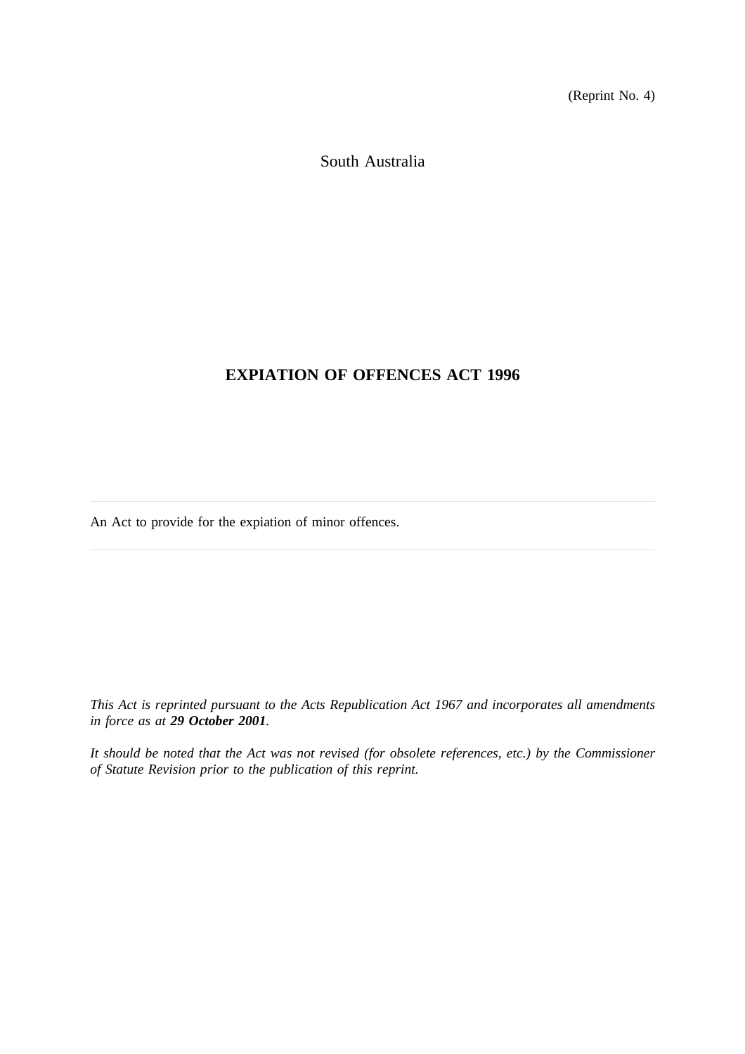(Reprint No. 4)

South Australia

# EXPIATION OF OFFENCES ACT 1996

An Act to provide for the expiation of minor offences.

---

*This Act is reprinted pursuant to the Acts Republication Act 1967 and incorporates all amendments in force as at **29 October 2001**.*

*It should be noted that the Act was not revised (for obsolete references, etc.) by the Commissioner of Statute Revision prior to the publication of this reprint.*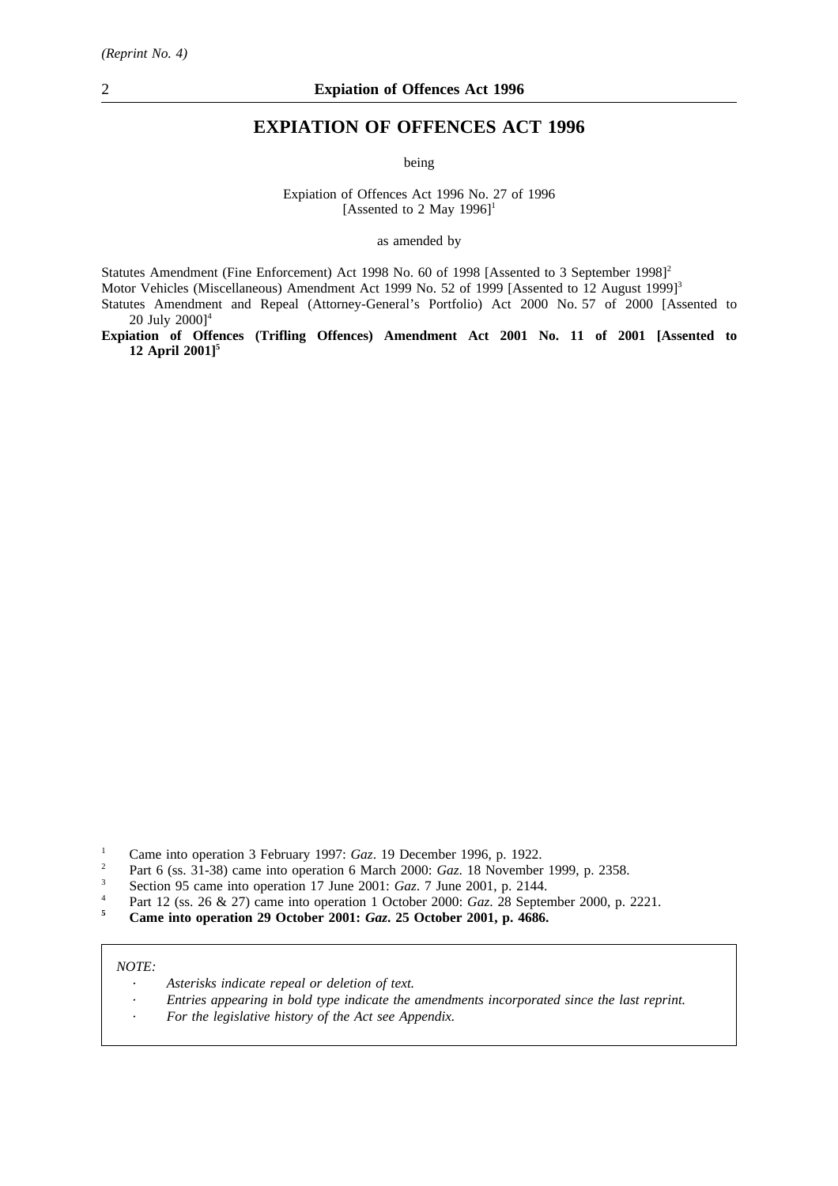*(Reprint No. 4)*

# EXPIATION OF OFFENCES ACT 1996

being

Expiation of Offences Act 1996 No. 27 of 1996
[Assented to 2 May 1996][1]

as amended by

Statutes Amendment (Fine Enforcement) Act 1998 No. 60 of 1998 [Assented to 3 September 1998][2]

Motor Vehicles (Miscellaneous) Amendment Act 1999 No. 52 of 1999 [Assented to 12 August 1999][3]

Statutes Amendment and Repeal (Attorney-General's Portfolio) Act 2000 No. 57 of 2000 [Assented to 20 July 2000][4]

**Expiation of Offences (Trifling Offences) Amendment Act 2001 No. 11 of 2001 [Assented to 12 April 2001][5]**

[1] Came into operation 3 February 1997: *Gaz*. 19 December 1996, p. 1922.

[2] Part 6 (ss. 31-38) came into operation 6 March 2000: *Gaz*. 18 November 1999, p. 2358.

[3] Section 95 came into operation 17 June 2001: *Gaz*. 7 June 2001, p. 2144.

[4] Part 12 (ss. 26 & 27) came into operation 1 October 2000: *Gaz*. 28 September 2000, p. 2221.

**[5] Came into operation 29 October 2001: *Gaz*. 25 October 2001, p. 4686.**

*NOTE:*

- *Asterisks indicate repeal or deletion of text.*
- *Entries appearing in bold type indicate the amendments incorporated since the last reprint.*
- *For the legislative history of the Act see Appendix.*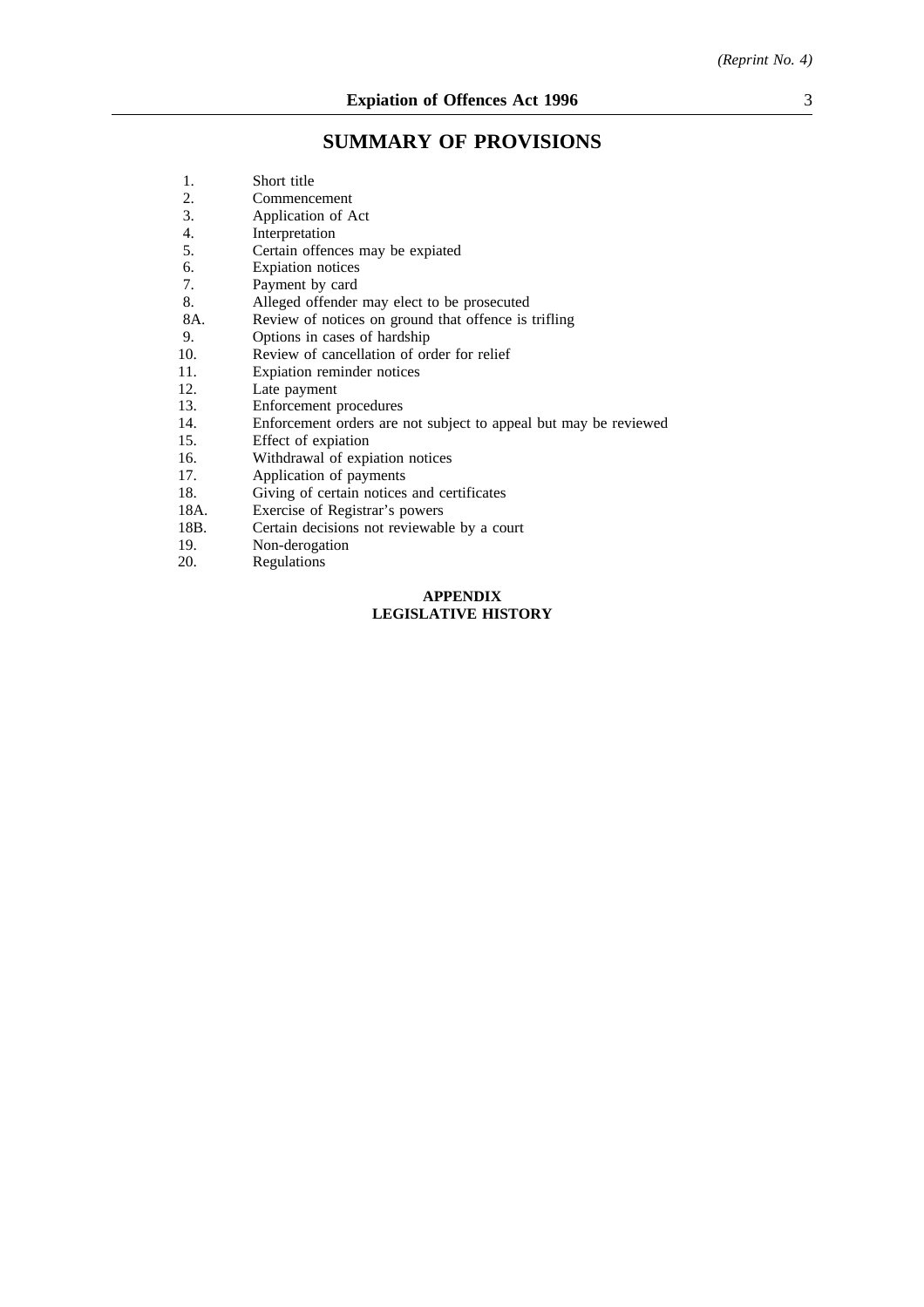# SUMMARY OF PROVISIONS

| | |
|---|---|
| 1. | Short title |
| 2. | Commencement |
| 3. | Application of Act |
| 4. | Interpretation |
| 5. | Certain offences may be expiated |
| 6. | Expiation notices |
| 7. | Payment by card |
| 8. | Alleged offender may elect to be prosecuted |
| 8A. | Review of notices on ground that offence is trifling |
| 9. | Options in cases of hardship |
| 10. | Review of cancellation of order for relief |
| 11. | Expiation reminder notices |
| 12. | Late payment |
| 13. | Enforcement procedures |
| 14. | Enforcement orders are not subject to appeal but may be reviewed |
| 15. | Effect of expiation |
| 16. | Withdrawal of expiation notices |
| 17. | Application of payments |
| 18. | Giving of certain notices and certificates |
| 18A. | Exercise of Registrar's powers |
| 18B. | Certain decisions not reviewable by a court |
| 19. | Non-derogation |
| 20. | Regulations |

**APPENDIX**
**LEGISLATIVE HISTORY**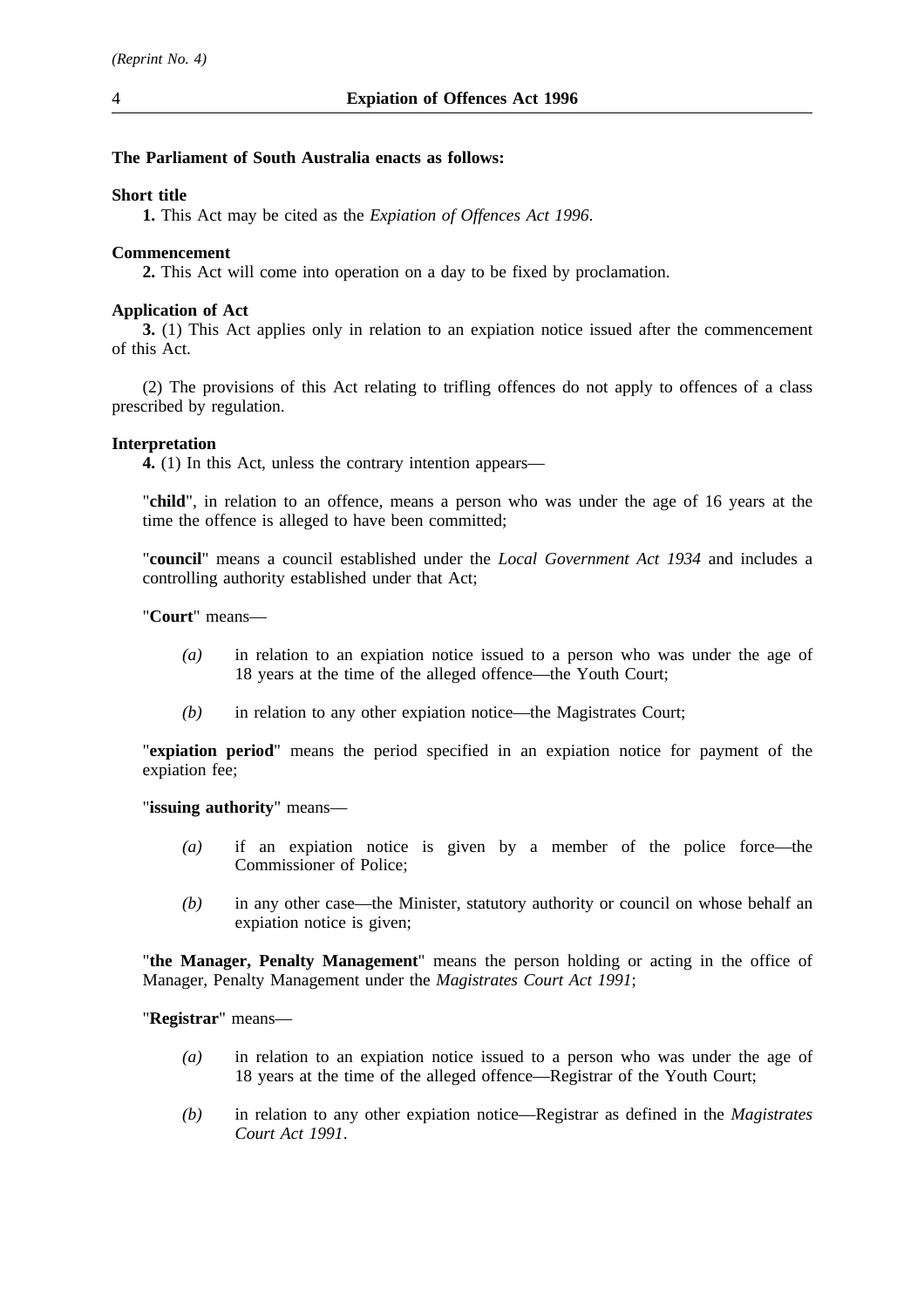**The Parliament of South Australia enacts as follows:**

**Short title**

**1.** This Act may be cited as the *Expiation of Offences Act 1996*.

**Commencement**

**2.** This Act will come into operation on a day to be fixed by proclamation.

**Application of Act**

**3.** (1) This Act applies only in relation to an expiation notice issued after the commencement of this Act.

(2) The provisions of this Act relating to trifling offences do not apply to offences of a class prescribed by regulation.

**Interpretation**

**4.** (1) In this Act, unless the contrary intention appears—

"**child**", in relation to an offence, means a person who was under the age of 16 years at the time the offence is alleged to have been committed;

"**council**" means a council established under the *Local Government Act 1934* and includes a controlling authority established under that Act;

"**Court**" means—

- *(a)* in relation to an expiation notice issued to a person who was under the age of 18 years at the time of the alleged offence—the Youth Court;
- *(b)* in relation to any other expiation notice—the Magistrates Court;

"**expiation period**" means the period specified in an expiation notice for payment of the expiation fee;

"**issuing authority**" means—

- *(a)* if an expiation notice is given by a member of the police force—the Commissioner of Police;
- *(b)* in any other case—the Minister, statutory authority or council on whose behalf an expiation notice is given;

"**the Manager, Penalty Management**" means the person holding or acting in the office of Manager, Penalty Management under the *Magistrates Court Act 1991*;

"**Registrar**" means—

- *(a)* in relation to an expiation notice issued to a person who was under the age of 18 years at the time of the alleged offence—Registrar of the Youth Court;
- *(b)* in relation to any other expiation notice—Registrar as defined in the *Magistrates Court Act 1991*.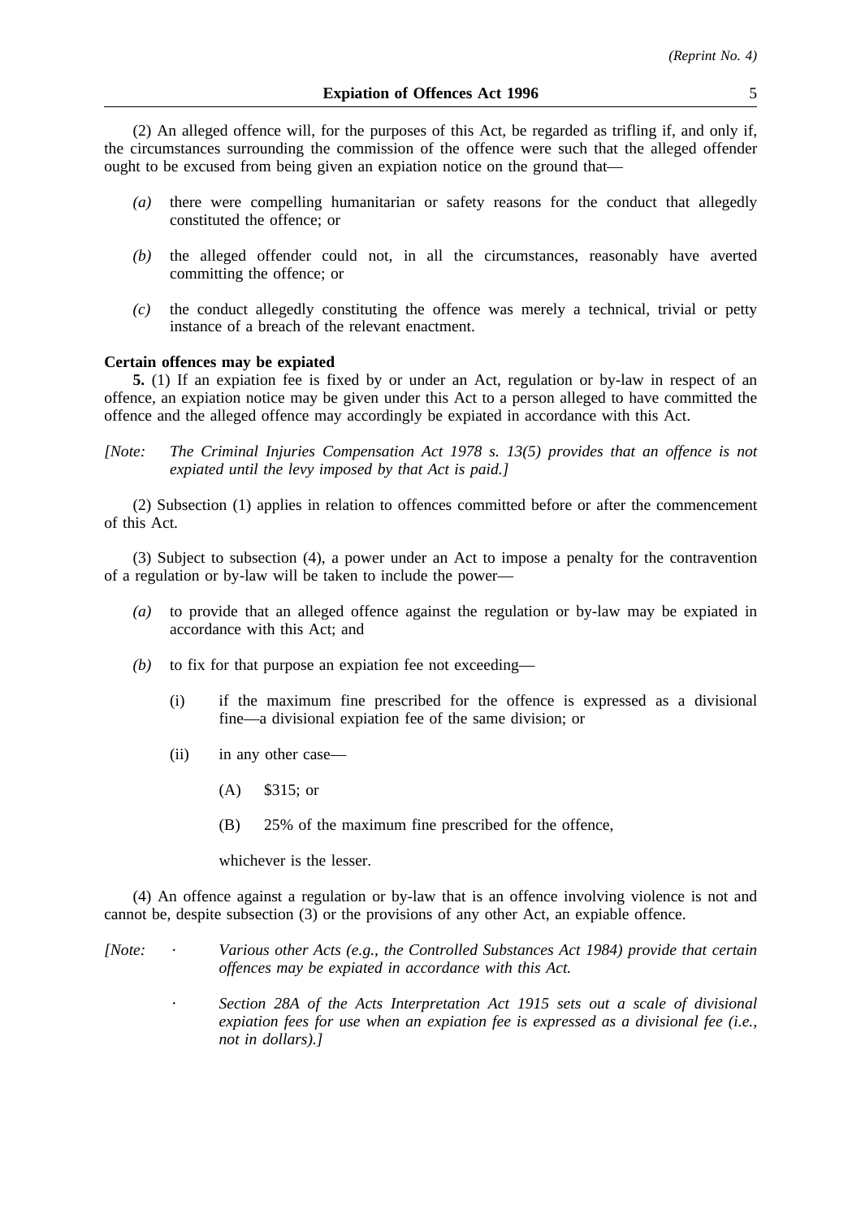(2) An alleged offence will, for the purposes of this Act, be regarded as trifling if, and only if, the circumstances surrounding the commission of the offence were such that the alleged offender ought to be excused from being given an expiation notice on the ground that—

*(a)* there were compelling humanitarian or safety reasons for the conduct that allegedly constituted the offence; or

*(b)* the alleged offender could not, in all the circumstances, reasonably have averted committing the offence; or

*(c)* the conduct allegedly constituting the offence was merely a technical, trivial or petty instance of a breach of the relevant enactment.

**Certain offences may be expiated**

**5.** (1) If an expiation fee is fixed by or under an Act, regulation or by-law in respect of an offence, an expiation notice may be given under this Act to a person alleged to have committed the offence and the alleged offence may accordingly be expiated in accordance with this Act.

*[Note: The Criminal Injuries Compensation Act 1978 s. 13(5) provides that an offence is not expiated until the levy imposed by that Act is paid.]*

(2) Subsection (1) applies in relation to offences committed before or after the commencement of this Act.

(3) Subject to subsection (4), a power under an Act to impose a penalty for the contravention of a regulation or by-law will be taken to include the power—

*(a)* to provide that an alleged offence against the regulation or by-law may be expiated in accordance with this Act; and

*(b)* to fix for that purpose an expiation fee not exceeding—

(i) if the maximum fine prescribed for the offence is expressed as a divisional fine—a divisional expiation fee of the same division; or

(ii) in any other case—

(A) $315; or

(B) 25% of the maximum fine prescribed for the offence,

whichever is the lesser.

(4) An offence against a regulation or by-law that is an offence involving violence is not and cannot be, despite subsection (3) or the provisions of any other Act, an expiable offence.

*[Note:*

- *Various other Acts (e.g., the Controlled Substances Act 1984) provide that certain offences may be expiated in accordance with this Act.*
- *Section 28A of the Acts Interpretation Act 1915 sets out a scale of divisional expiation fees for use when an expiation fee is expressed as a divisional fee (i.e., not in dollars).]*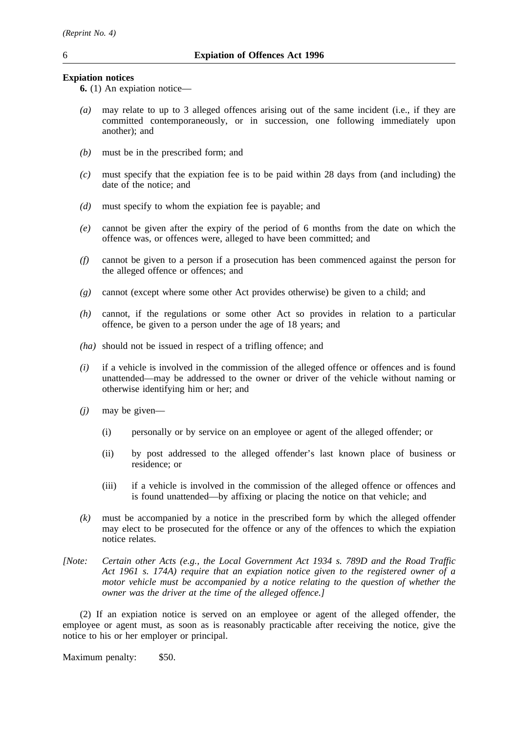**Expiation notices**

**6.** (1) An expiation notice—

*(a)* may relate to up to 3 alleged offences arising out of the same incident (i.e., if they are committed contemporaneously, or in succession, one following immediately upon another); and

*(b)* must be in the prescribed form; and

*(c)* must specify that the expiation fee is to be paid within 28 days from (and including) the date of the notice; and

*(d)* must specify to whom the expiation fee is payable; and

*(e)* cannot be given after the expiry of the period of 6 months from the date on which the offence was, or offences were, alleged to have been committed; and

*(f)* cannot be given to a person if a prosecution has been commenced against the person for the alleged offence or offences; and

*(g)* cannot (except where some other Act provides otherwise) be given to a child; and

*(h)* cannot, if the regulations or some other Act so provides in relation to a particular offence, be given to a person under the age of 18 years; and

*(ha)* should not be issued in respect of a trifling offence; and

*(i)* if a vehicle is involved in the commission of the alleged offence or offences and is found unattended—may be addressed to the owner or driver of the vehicle without naming or otherwise identifying him or her; and

*(j)* may be given—

(i) personally or by service on an employee or agent of the alleged offender; or

(ii) by post addressed to the alleged offender's last known place of business or residence; or

(iii) if a vehicle is involved in the commission of the alleged offence or offences and is found unattended—by affixing or placing the notice on that vehicle; and

*(k)* must be accompanied by a notice in the prescribed form by which the alleged offender may elect to be prosecuted for the offence or any of the offences to which the expiation notice relates.

*[Note: Certain other Acts (e.g., the Local Government Act 1934 s. 789D and the Road Traffic Act 1961 s. 174A) require that an expiation notice given to the registered owner of a motor vehicle must be accompanied by a notice relating to the question of whether the owner was the driver at the time of the alleged offence.]*

(2) If an expiation notice is served on an employee or agent of the alleged offender, the employee or agent must, as soon as is reasonably practicable after receiving the notice, give the notice to his or her employer or principal.

Maximum penalty: $50.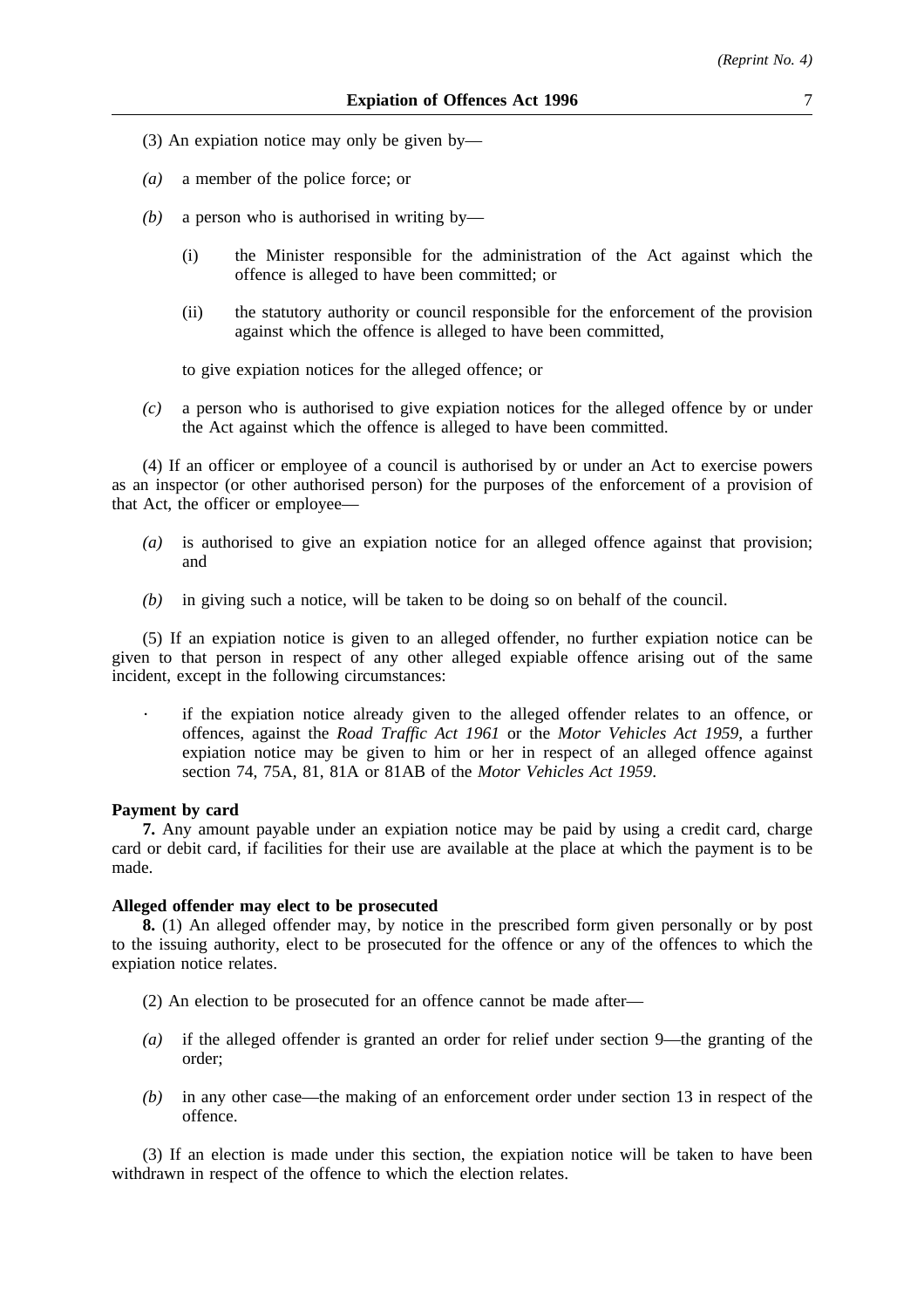(3) An expiation notice may only be given by—

*(a)* a member of the police force; or

*(b)* a person who is authorised in writing by—

(i) the Minister responsible for the administration of the Act against which the offence is alleged to have been committed; or

(ii) the statutory authority or council responsible for the enforcement of the provision against which the offence is alleged to have been committed,

to give expiation notices for the alleged offence; or

*(c)* a person who is authorised to give expiation notices for the alleged offence by or under the Act against which the offence is alleged to have been committed.

(4) If an officer or employee of a council is authorised by or under an Act to exercise powers as an inspector (or other authorised person) for the purposes of the enforcement of a provision of that Act, the officer or employee—

*(a)* is authorised to give an expiation notice for an alleged offence against that provision; and

*(b)* in giving such a notice, will be taken to be doing so on behalf of the council.

(5) If an expiation notice is given to an alleged offender, no further expiation notice can be given to that person in respect of any other alleged expiable offence arising out of the same incident, except in the following circumstances:

- if the expiation notice already given to the alleged offender relates to an offence, or offences, against the *Road Traffic Act 1961* or the *Motor Vehicles Act 1959*, a further expiation notice may be given to him or her in respect of an alleged offence against section 74, 75A, 81, 81A or 81AB of the *Motor Vehicles Act 1959*.

**Payment by card**

**7.** Any amount payable under an expiation notice may be paid by using a credit card, charge card or debit card, if facilities for their use are available at the place at which the payment is to be made.

**Alleged offender may elect to be prosecuted**

**8.** (1) An alleged offender may, by notice in the prescribed form given personally or by post to the issuing authority, elect to be prosecuted for the offence or any of the offences to which the expiation notice relates.

(2) An election to be prosecuted for an offence cannot be made after—

*(a)* if the alleged offender is granted an order for relief under section 9—the granting of the order;

*(b)* in any other case—the making of an enforcement order under section 13 in respect of the offence.

(3) If an election is made under this section, the expiation notice will be taken to have been withdrawn in respect of the offence to which the election relates.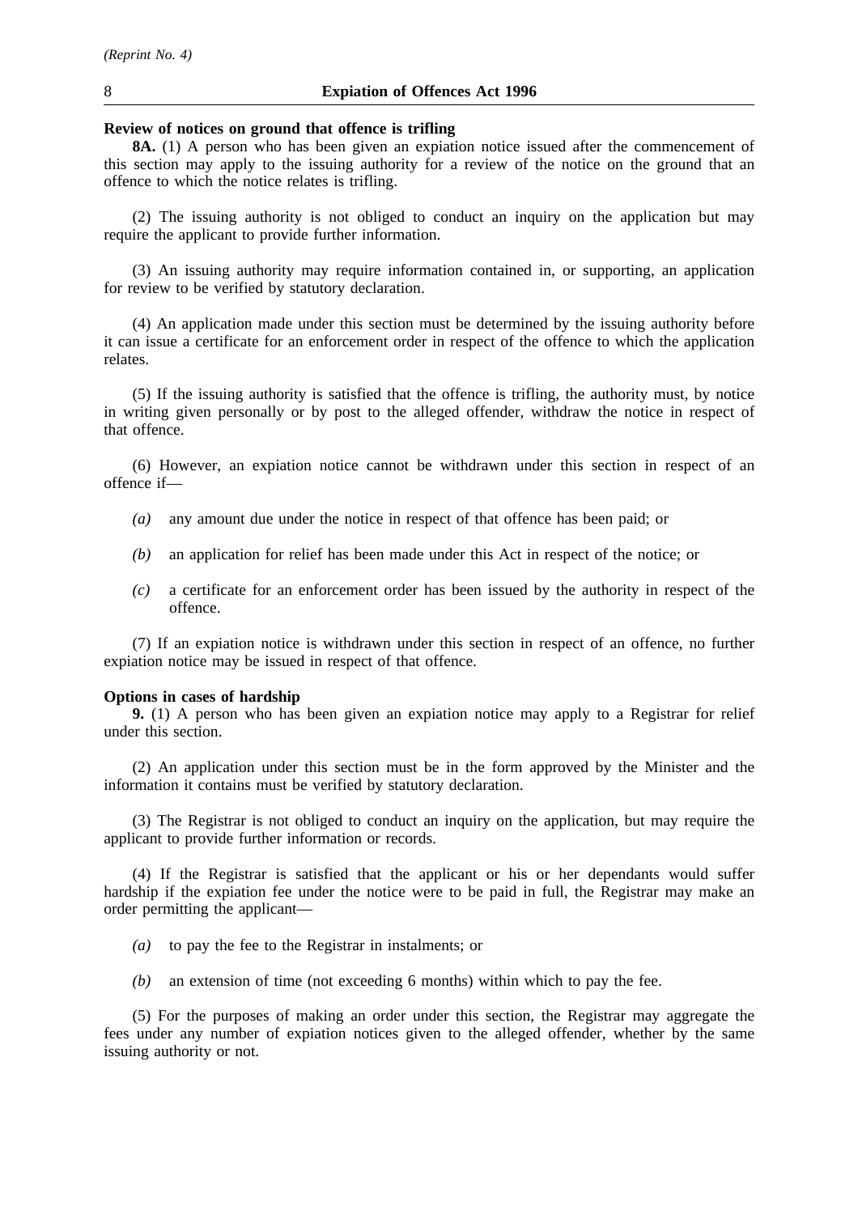**Review of notices on ground that offence is trifling**

**8A.** (1) A person who has been given an expiation notice issued after the commencement of this section may apply to the issuing authority for a review of the notice on the ground that an offence to which the notice relates is trifling.

(2) The issuing authority is not obliged to conduct an inquiry on the application but may require the applicant to provide further information.

(3) An issuing authority may require information contained in, or supporting, an application for review to be verified by statutory declaration.

(4) An application made under this section must be determined by the issuing authority before it can issue a certificate for an enforcement order in respect of the offence to which the application relates.

(5) If the issuing authority is satisfied that the offence is trifling, the authority must, by notice in writing given personally or by post to the alleged offender, withdraw the notice in respect of that offence.

(6) However, an expiation notice cannot be withdrawn under this section in respect of an offence if—

*(a)* any amount due under the notice in respect of that offence has been paid; or

*(b)* an application for relief has been made under this Act in respect of the notice; or

*(c)* a certificate for an enforcement order has been issued by the authority in respect of the offence.

(7) If an expiation notice is withdrawn under this section in respect of an offence, no further expiation notice may be issued in respect of that offence.

**Options in cases of hardship**

**9.** (1) A person who has been given an expiation notice may apply to a Registrar for relief under this section.

(2) An application under this section must be in the form approved by the Minister and the information it contains must be verified by statutory declaration.

(3) The Registrar is not obliged to conduct an inquiry on the application, but may require the applicant to provide further information or records.

(4) If the Registrar is satisfied that the applicant or his or her dependants would suffer hardship if the expiation fee under the notice were to be paid in full, the Registrar may make an order permitting the applicant—

*(a)* to pay the fee to the Registrar in instalments; or

*(b)* an extension of time (not exceeding 6 months) within which to pay the fee.

(5) For the purposes of making an order under this section, the Registrar may aggregate the fees under any number of expiation notices given to the alleged offender, whether by the same issuing authority or not.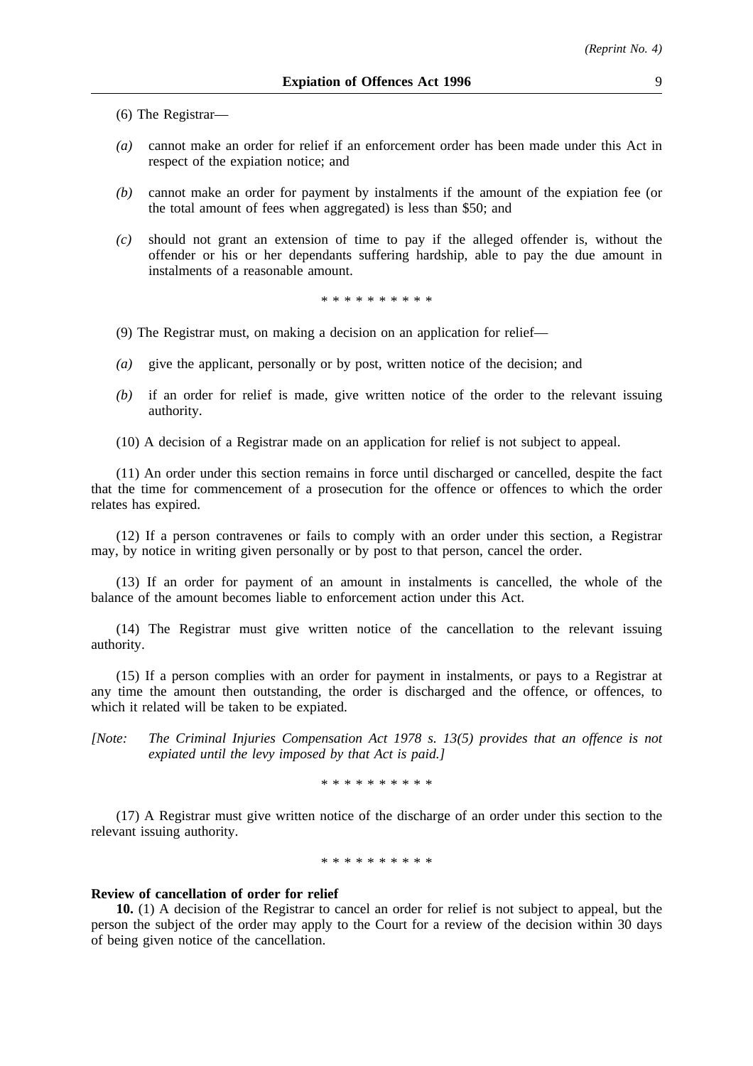(6) The Registrar—

*(a)* cannot make an order for relief if an enforcement order has been made under this Act in respect of the expiation notice; and

*(b)* cannot make an order for payment by instalments if the amount of the expiation fee (or the total amount of fees when aggregated) is less than $50; and

*(c)* should not grant an extension of time to pay if the alleged offender is, without the offender or his or her dependants suffering hardship, able to pay the due amount in instalments of a reasonable amount.

\* \* \* \* \* \* \* \* \* \*

(9) The Registrar must, on making a decision on an application for relief—

*(a)* give the applicant, personally or by post, written notice of the decision; and

*(b)* if an order for relief is made, give written notice of the order to the relevant issuing authority.

(10) A decision of a Registrar made on an application for relief is not subject to appeal.

(11) An order under this section remains in force until discharged or cancelled, despite the fact that the time for commencement of a prosecution for the offence or offences to which the order relates has expired.

(12) If a person contravenes or fails to comply with an order under this section, a Registrar may, by notice in writing given personally or by post to that person, cancel the order.

(13) If an order for payment of an amount in instalments is cancelled, the whole of the balance of the amount becomes liable to enforcement action under this Act.

(14) The Registrar must give written notice of the cancellation to the relevant issuing authority.

(15) If a person complies with an order for payment in instalments, or pays to a Registrar at any time the amount then outstanding, the order is discharged and the offence, or offences, to which it related will be taken to be expiated.

*[Note: The Criminal Injuries Compensation Act 1978 s. 13(5) provides that an offence is not expiated until the levy imposed by that Act is paid.]*

\* \* \* \* \* \* \* \* \* \*

(17) A Registrar must give written notice of the discharge of an order under this section to the relevant issuing authority.

\* \* \* \* \* \* \* \* \* \*

**Review of cancellation of order for relief**

**10.** (1) A decision of the Registrar to cancel an order for relief is not subject to appeal, but the person the subject of the order may apply to the Court for a review of the decision within 30 days of being given notice of the cancellation.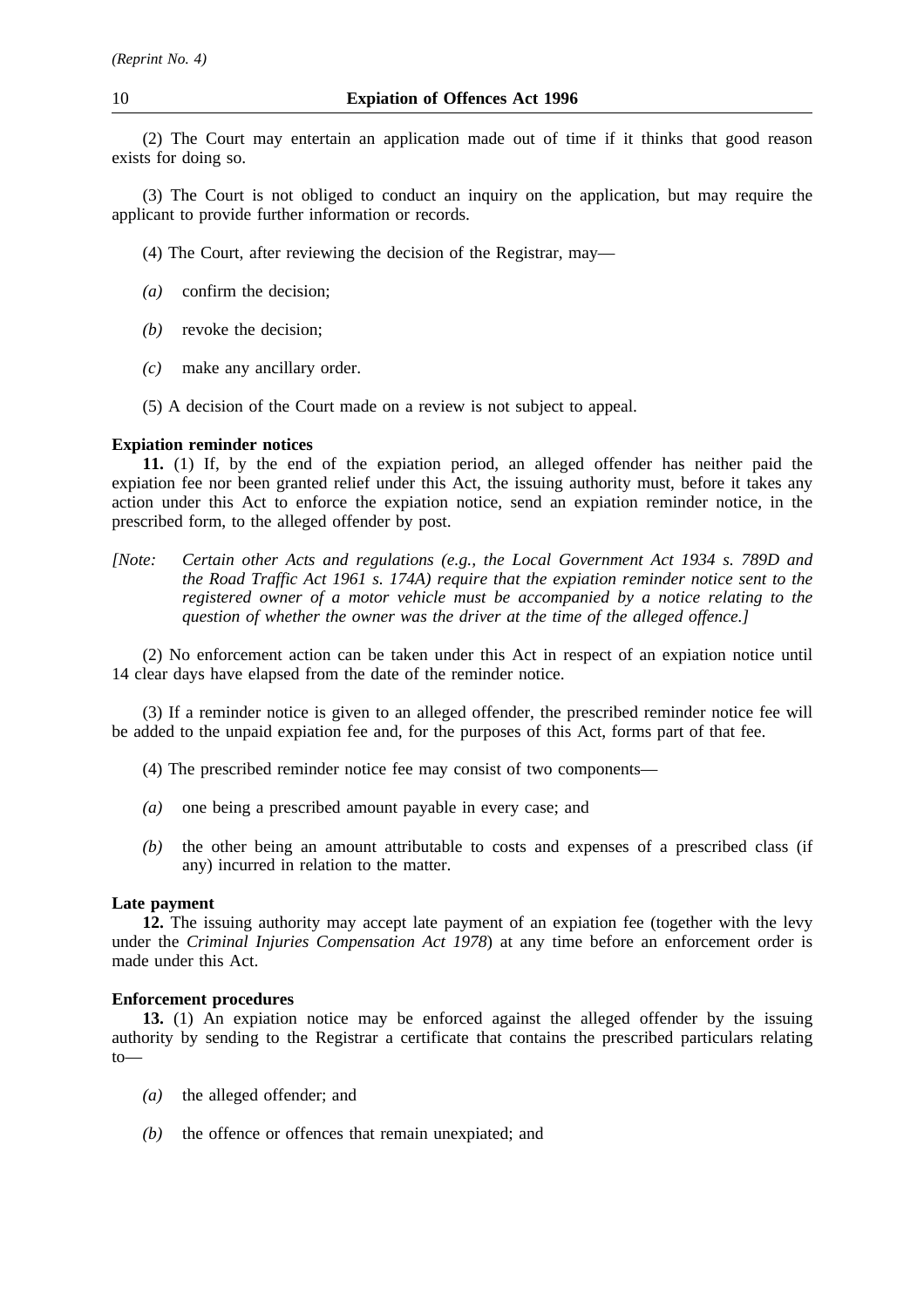(2) The Court may entertain an application made out of time if it thinks that good reason exists for doing so.

(3) The Court is not obliged to conduct an inquiry on the application, but may require the applicant to provide further information or records.

(4) The Court, after reviewing the decision of the Registrar, may—

*(a)* confirm the decision;

*(b)* revoke the decision;

*(c)* make any ancillary order.

(5) A decision of the Court made on a review is not subject to appeal.

**Expiation reminder notices**

**11.** (1) If, by the end of the expiation period, an alleged offender has neither paid the expiation fee nor been granted relief under this Act, the issuing authority must, before it takes any action under this Act to enforce the expiation notice, send an expiation reminder notice, in the prescribed form, to the alleged offender by post.

*[Note: Certain other Acts and regulations (e.g., the Local Government Act 1934 s. 789D and the Road Traffic Act 1961 s. 174A) require that the expiation reminder notice sent to the registered owner of a motor vehicle must be accompanied by a notice relating to the question of whether the owner was the driver at the time of the alleged offence.]*

(2) No enforcement action can be taken under this Act in respect of an expiation notice until 14 clear days have elapsed from the date of the reminder notice.

(3) If a reminder notice is given to an alleged offender, the prescribed reminder notice fee will be added to the unpaid expiation fee and, for the purposes of this Act, forms part of that fee.

(4) The prescribed reminder notice fee may consist of two components—

*(a)* one being a prescribed amount payable in every case; and

*(b)* the other being an amount attributable to costs and expenses of a prescribed class (if any) incurred in relation to the matter.

**Late payment**

**12.** The issuing authority may accept late payment of an expiation fee (together with the levy under the *Criminal Injuries Compensation Act 1978*) at any time before an enforcement order is made under this Act.

**Enforcement procedures**

**13.** (1) An expiation notice may be enforced against the alleged offender by the issuing authority by sending to the Registrar a certificate that contains the prescribed particulars relating to—

*(a)* the alleged offender; and

*(b)* the offence or offences that remain unexpiated; and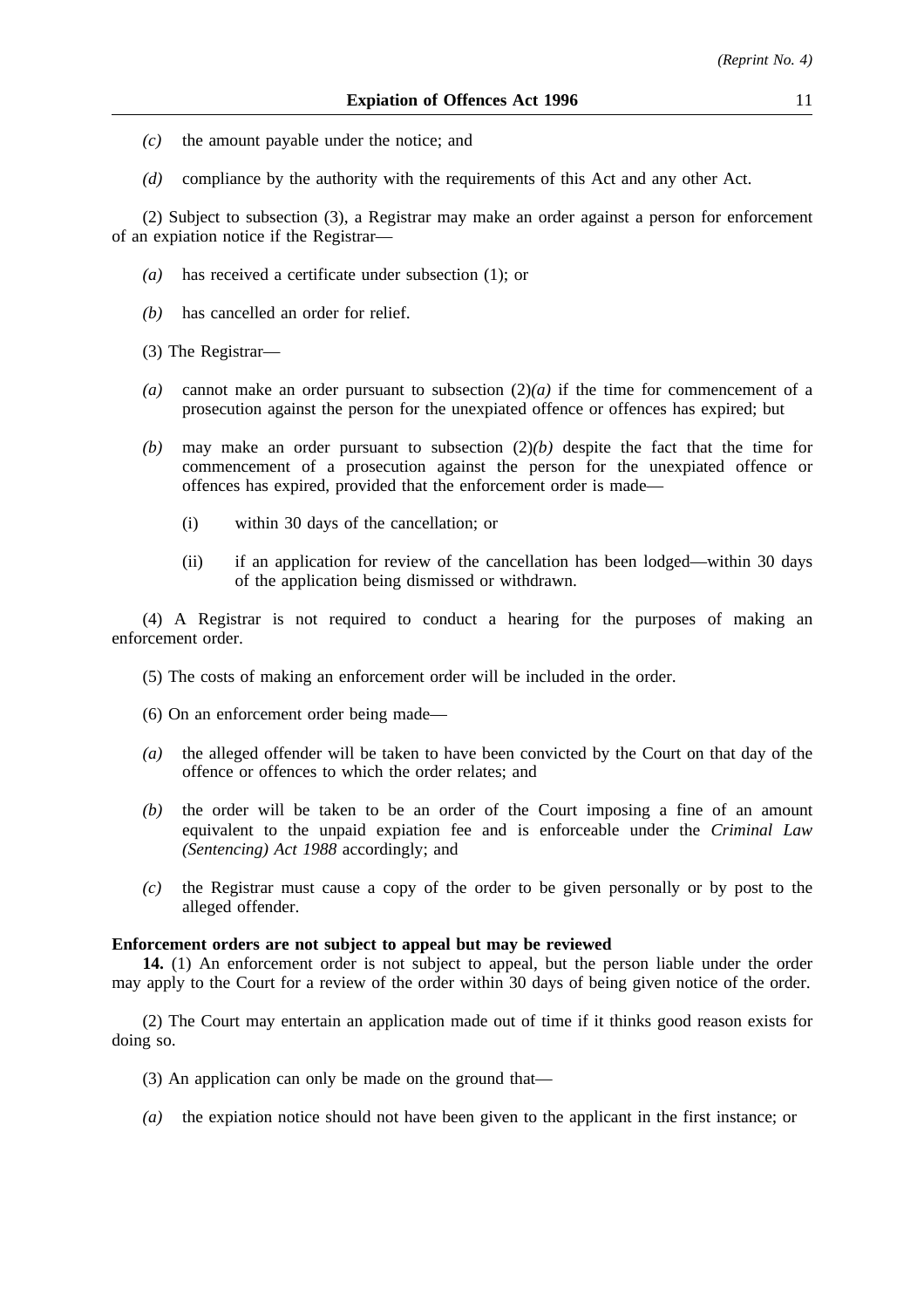*(c)* the amount payable under the notice; and

*(d)* compliance by the authority with the requirements of this Act and any other Act.

(2) Subject to subsection (3), a Registrar may make an order against a person for enforcement of an expiation notice if the Registrar—

*(a)* has received a certificate under subsection (1); or

*(b)* has cancelled an order for relief.

(3) The Registrar—

*(a)* cannot make an order pursuant to subsection (2)*(a)* if the time for commencement of a prosecution against the person for the unexpiated offence or offences has expired; but

*(b)* may make an order pursuant to subsection (2)*(b)* despite the fact that the time for commencement of a prosecution against the person for the unexpiated offence or offences has expired, provided that the enforcement order is made—

(i) within 30 days of the cancellation; or

(ii) if an application for review of the cancellation has been lodged—within 30 days of the application being dismissed or withdrawn.

(4) A Registrar is not required to conduct a hearing for the purposes of making an enforcement order.

(5) The costs of making an enforcement order will be included in the order.

(6) On an enforcement order being made—

*(a)* the alleged offender will be taken to have been convicted by the Court on that day of the offence or offences to which the order relates; and

*(b)* the order will be taken to be an order of the Court imposing a fine of an amount equivalent to the unpaid expiation fee and is enforceable under the *Criminal Law (Sentencing) Act 1988* accordingly; and

*(c)* the Registrar must cause a copy of the order to be given personally or by post to the alleged offender.

**Enforcement orders are not subject to appeal but may be reviewed**

**14.** (1) An enforcement order is not subject to appeal, but the person liable under the order may apply to the Court for a review of the order within 30 days of being given notice of the order.

(2) The Court may entertain an application made out of time if it thinks good reason exists for doing so.

(3) An application can only be made on the ground that—

*(a)* the expiation notice should not have been given to the applicant in the first instance; or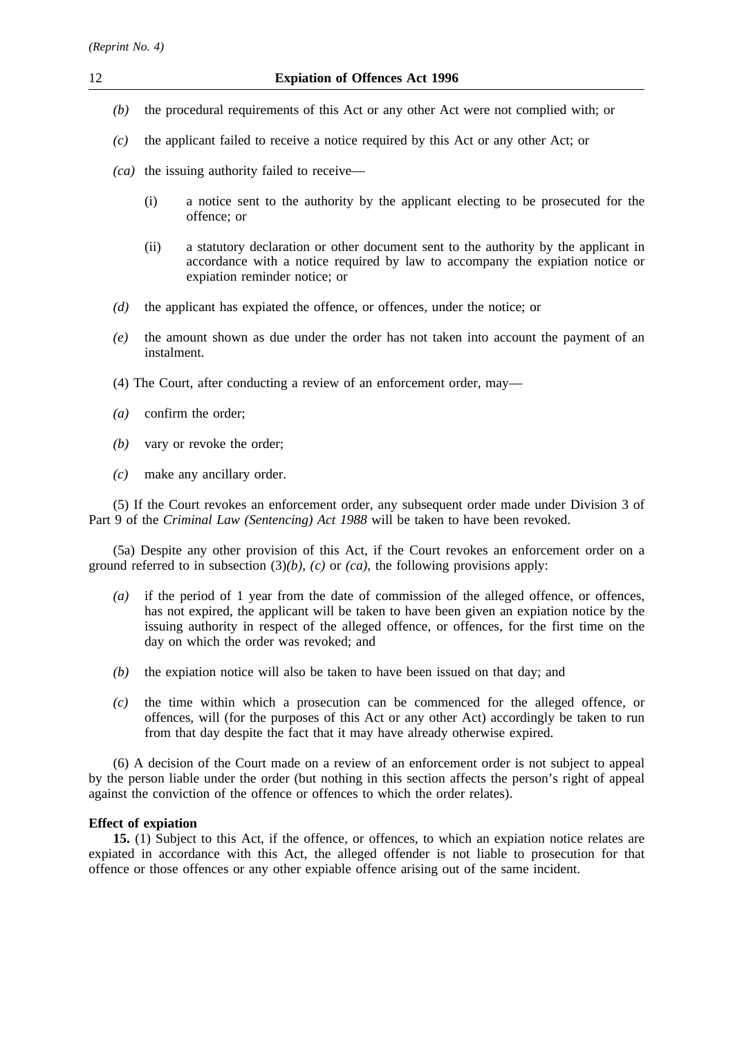*(b)* the procedural requirements of this Act or any other Act were not complied with; or

*(c)* the applicant failed to receive a notice required by this Act or any other Act; or

*(ca)* the issuing authority failed to receive—

(i) a notice sent to the authority by the applicant electing to be prosecuted for the offence; or

(ii) a statutory declaration or other document sent to the authority by the applicant in accordance with a notice required by law to accompany the expiation notice or expiation reminder notice; or

*(d)* the applicant has expiated the offence, or offences, under the notice; or

*(e)* the amount shown as due under the order has not taken into account the payment of an instalment.

(4) The Court, after conducting a review of an enforcement order, may—

*(a)* confirm the order;

*(b)* vary or revoke the order;

*(c)* make any ancillary order.

(5) If the Court revokes an enforcement order, any subsequent order made under Division 3 of Part 9 of the *Criminal Law (Sentencing) Act 1988* will be taken to have been revoked.

(5a) Despite any other provision of this Act, if the Court revokes an enforcement order on a ground referred to in subsection (3)*(b)*, *(c)* or *(ca)*, the following provisions apply:

*(a)* if the period of 1 year from the date of commission of the alleged offence, or offences, has not expired, the applicant will be taken to have been given an expiation notice by the issuing authority in respect of the alleged offence, or offences, for the first time on the day on which the order was revoked; and

*(b)* the expiation notice will also be taken to have been issued on that day; and

*(c)* the time within which a prosecution can be commenced for the alleged offence, or offences, will (for the purposes of this Act or any other Act) accordingly be taken to run from that day despite the fact that it may have already otherwise expired.

(6) A decision of the Court made on a review of an enforcement order is not subject to appeal by the person liable under the order (but nothing in this section affects the person's right of appeal against the conviction of the offence or offences to which the order relates).

**Effect of expiation**

**15.** (1) Subject to this Act, if the offence, or offences, to which an expiation notice relates are expiated in accordance with this Act, the alleged offender is not liable to prosecution for that offence or those offences or any other expiable offence arising out of the same incident.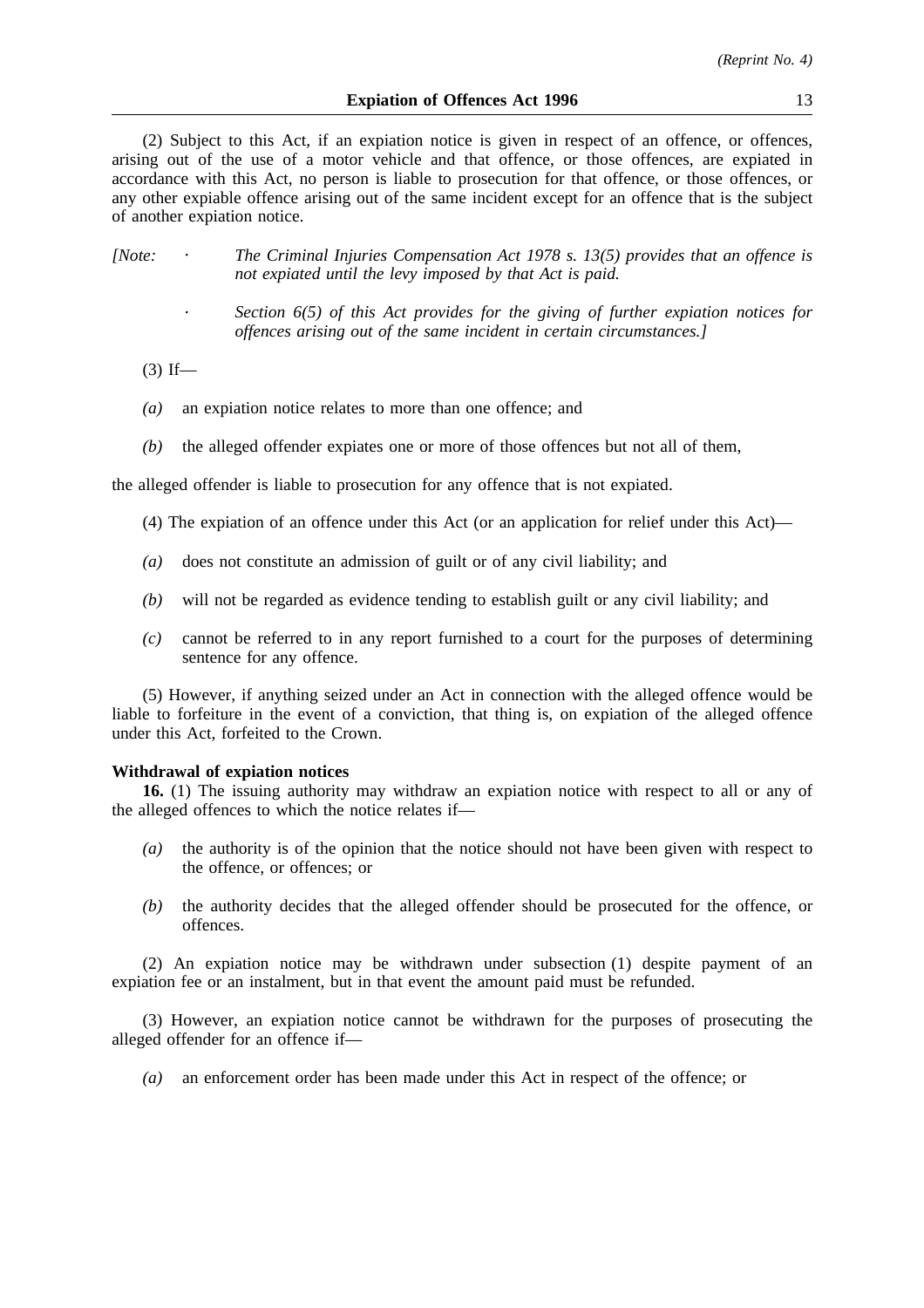(2) Subject to this Act, if an expiation notice is given in respect of an offence, or offences, arising out of the use of a motor vehicle and that offence, or those offences, are expiated in accordance with this Act, no person is liable to prosecution for that offence, or those offences, or any other expiable offence arising out of the same incident except for an offence that is the subject of another expiation notice.

*[Note:*

- *The Criminal Injuries Compensation Act 1978 s. 13(5) provides that an offence is not expiated until the levy imposed by that Act is paid.*
- *Section 6(5) of this Act provides for the giving of further expiation notices for offences arising out of the same incident in certain circumstances.]*

(3) If—

*(a)* an expiation notice relates to more than one offence; and

*(b)* the alleged offender expiates one or more of those offences but not all of them,

the alleged offender is liable to prosecution for any offence that is not expiated.

(4) The expiation of an offence under this Act (or an application for relief under this Act)—

*(a)* does not constitute an admission of guilt or of any civil liability; and

*(b)* will not be regarded as evidence tending to establish guilt or any civil liability; and

*(c)* cannot be referred to in any report furnished to a court for the purposes of determining sentence for any offence.

(5) However, if anything seized under an Act in connection with the alleged offence would be liable to forfeiture in the event of a conviction, that thing is, on expiation of the alleged offence under this Act, forfeited to the Crown.

**Withdrawal of expiation notices**

**16.** (1) The issuing authority may withdraw an expiation notice with respect to all or any of the alleged offences to which the notice relates if—

*(a)* the authority is of the opinion that the notice should not have been given with respect to the offence, or offences; or

*(b)* the authority decides that the alleged offender should be prosecuted for the offence, or offences.

(2) An expiation notice may be withdrawn under subsection (1) despite payment of an expiation fee or an instalment, but in that event the amount paid must be refunded.

(3) However, an expiation notice cannot be withdrawn for the purposes of prosecuting the alleged offender for an offence if—

*(a)* an enforcement order has been made under this Act in respect of the offence; or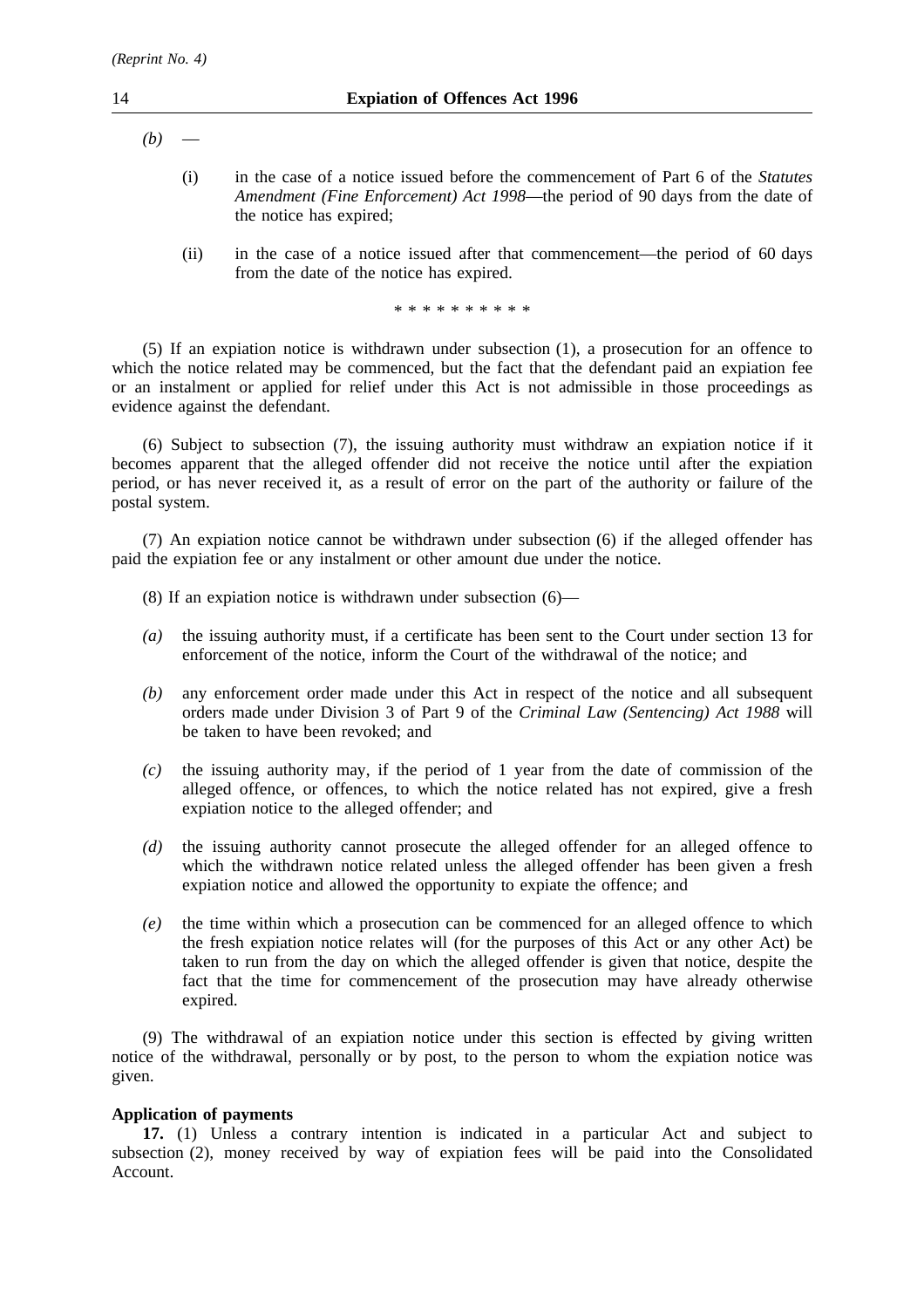*(b)* —

(i) in the case of a notice issued before the commencement of Part 6 of the *Statutes Amendment (Fine Enforcement) Act 1998*—the period of 90 days from the date of the notice has expired;

(ii) in the case of a notice issued after that commencement—the period of 60 days from the date of the notice has expired.

\* \* \* \* \* \* \* \* \* \*

(5) If an expiation notice is withdrawn under subsection (1), a prosecution for an offence to which the notice related may be commenced, but the fact that the defendant paid an expiation fee or an instalment or applied for relief under this Act is not admissible in those proceedings as evidence against the defendant.

(6) Subject to subsection (7), the issuing authority must withdraw an expiation notice if it becomes apparent that the alleged offender did not receive the notice until after the expiation period, or has never received it, as a result of error on the part of the authority or failure of the postal system.

(7) An expiation notice cannot be withdrawn under subsection (6) if the alleged offender has paid the expiation fee or any instalment or other amount due under the notice.

(8) If an expiation notice is withdrawn under subsection (6)—

*(a)* the issuing authority must, if a certificate has been sent to the Court under section 13 for enforcement of the notice, inform the Court of the withdrawal of the notice; and

*(b)* any enforcement order made under this Act in respect of the notice and all subsequent orders made under Division 3 of Part 9 of the *Criminal Law (Sentencing) Act 1988* will be taken to have been revoked; and

*(c)* the issuing authority may, if the period of 1 year from the date of commission of the alleged offence, or offences, to which the notice related has not expired, give a fresh expiation notice to the alleged offender; and

*(d)* the issuing authority cannot prosecute the alleged offender for an alleged offence to which the withdrawn notice related unless the alleged offender has been given a fresh expiation notice and allowed the opportunity to expiate the offence; and

*(e)* the time within which a prosecution can be commenced for an alleged offence to which the fresh expiation notice relates will (for the purposes of this Act or any other Act) be taken to run from the day on which the alleged offender is given that notice, despite the fact that the time for commencement of the prosecution may have already otherwise expired.

(9) The withdrawal of an expiation notice under this section is effected by giving written notice of the withdrawal, personally or by post, to the person to whom the expiation notice was given.

**Application of payments**

**17.** (1) Unless a contrary intention is indicated in a particular Act and subject to subsection (2), money received by way of expiation fees will be paid into the Consolidated Account.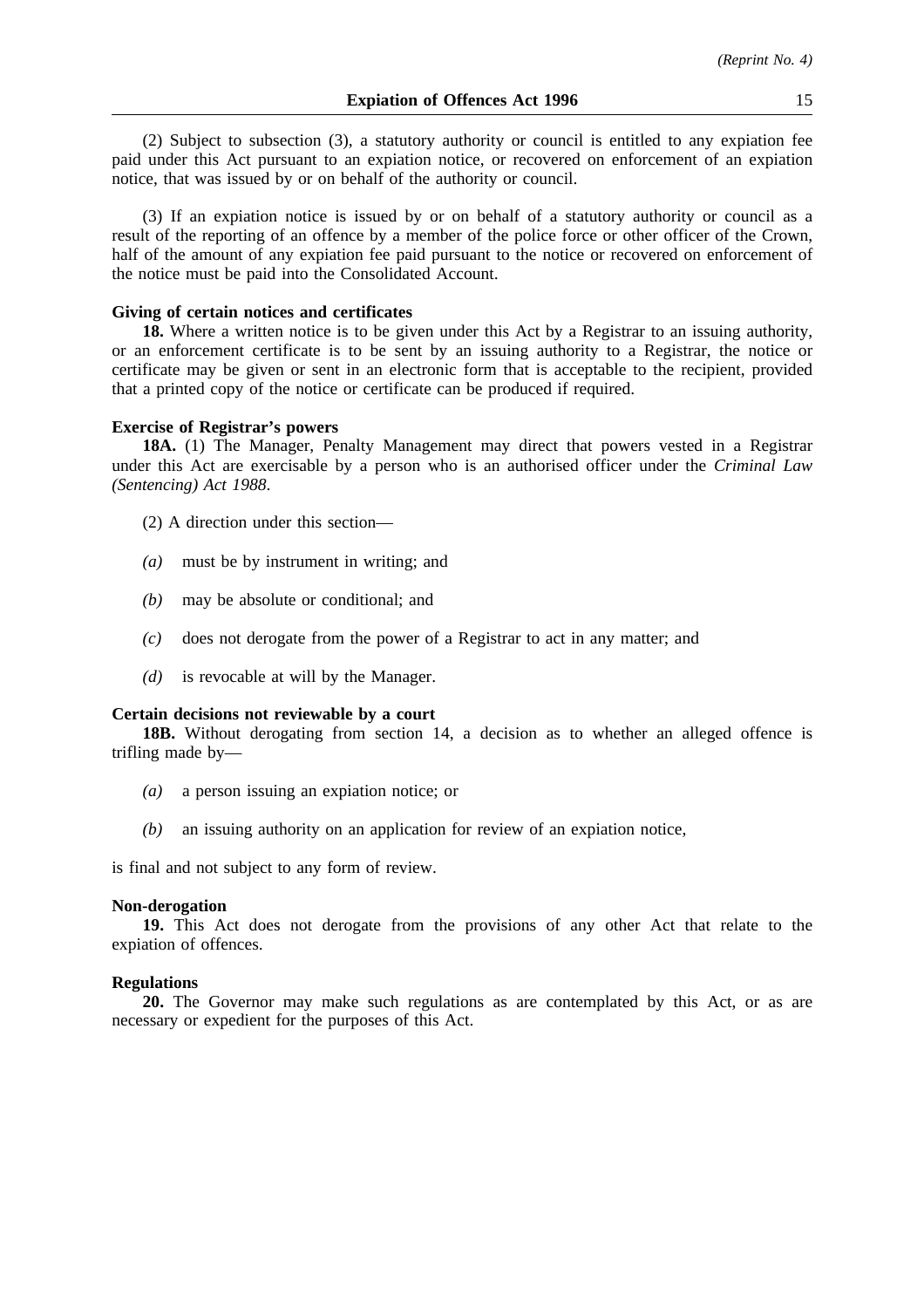(2) Subject to subsection (3), a statutory authority or council is entitled to any expiation fee paid under this Act pursuant to an expiation notice, or recovered on enforcement of an expiation notice, that was issued by or on behalf of the authority or council.

(3) If an expiation notice is issued by or on behalf of a statutory authority or council as a result of the reporting of an offence by a member of the police force or other officer of the Crown, half of the amount of any expiation fee paid pursuant to the notice or recovered on enforcement of the notice must be paid into the Consolidated Account.

**Giving of certain notices and certificates**

**18.** Where a written notice is to be given under this Act by a Registrar to an issuing authority, or an enforcement certificate is to be sent by an issuing authority to a Registrar, the notice or certificate may be given or sent in an electronic form that is acceptable to the recipient, provided that a printed copy of the notice or certificate can be produced if required.

**Exercise of Registrar's powers**

**18A.** (1) The Manager, Penalty Management may direct that powers vested in a Registrar under this Act are exercisable by a person who is an authorised officer under the *Criminal Law (Sentencing) Act 1988*.

(2) A direction under this section—

*(a)* must be by instrument in writing; and

*(b)* may be absolute or conditional; and

*(c)* does not derogate from the power of a Registrar to act in any matter; and

*(d)* is revocable at will by the Manager.

**Certain decisions not reviewable by a court**

**18B.** Without derogating from section 14, a decision as to whether an alleged offence is trifling made by—

*(a)* a person issuing an expiation notice; or

*(b)* an issuing authority on an application for review of an expiation notice,

is final and not subject to any form of review.

**Non-derogation**

**19.** This Act does not derogate from the provisions of any other Act that relate to the expiation of offences.

**Regulations**

**20.** The Governor may make such regulations as are contemplated by this Act, or as are necessary or expedient for the purposes of this Act.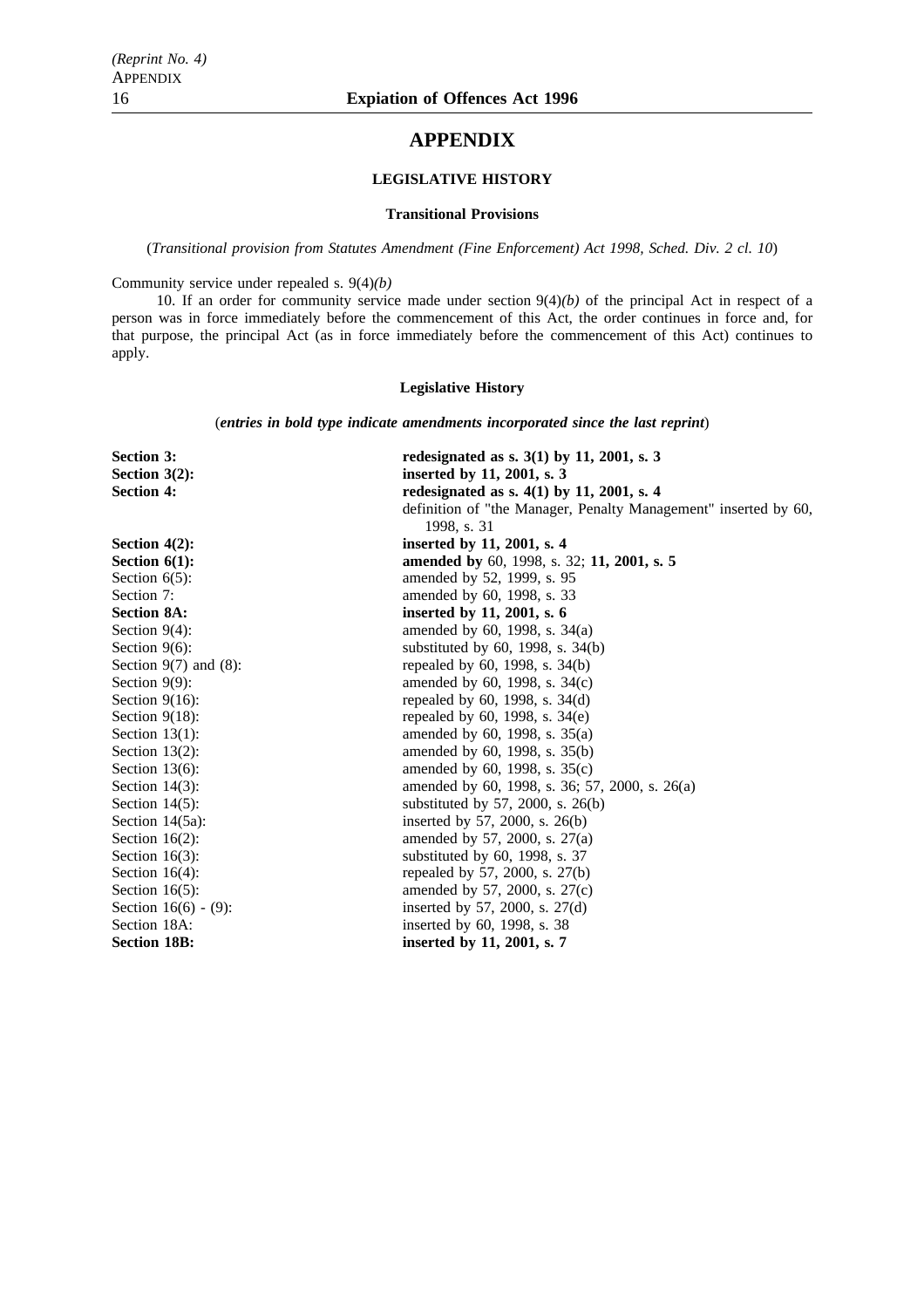# APPENDIX

## LEGISLATIVE HISTORY

### Transitional Provisions

(*Transitional provision from Statutes Amendment (Fine Enforcement) Act 1998, Sched. Div. 2 cl. 10*)

Community service under repealed s. 9(4)*(b)*

10. If an order for community service made under section 9(4)*(b)* of the principal Act in respect of a person was in force immediately before the commencement of this Act, the order continues in force and, for that purpose, the principal Act (as in force immediately before the commencement of this Act) continues to apply.

### Legislative History

(***entries in bold type indicate amendments incorporated since the last reprint***)

| | |
|---|---|
| **Section 3:** | **redesignated as s. 3(1) by 11, 2001, s. 3** |
| **Section 3(2):** | **inserted by 11, 2001, s. 3** |
| **Section 4:** | **redesignated as s. 4(1) by 11, 2001, s. 4** |
| | definition of "the Manager, Penalty Management" inserted by 60, 1998, s. 31 |
| **Section 4(2):** | **inserted by 11, 2001, s. 4** |
| **Section 6(1):** | **amended by** 60, 1998, s. 32; **11, 2001, s. 5** |
| Section 6(5): | amended by 52, 1999, s. 95 |
| Section 7: | amended by 60, 1998, s. 33 |
| **Section 8A:** | **inserted by 11, 2001, s. 6** |
| Section 9(4): | amended by 60, 1998, s. 34(a) |
| Section 9(6): | substituted by 60, 1998, s. 34(b) |
| Section 9(7) and (8): | repealed by 60, 1998, s. 34(b) |
| Section 9(9): | amended by 60, 1998, s. 34(c) |
| Section 9(16): | repealed by 60, 1998, s. 34(d) |
| Section 9(18): | repealed by 60, 1998, s. 34(e) |
| Section 13(1): | amended by 60, 1998, s. 35(a) |
| Section 13(2): | amended by 60, 1998, s. 35(b) |
| Section 13(6): | amended by 60, 1998, s. 35(c) |
| Section 14(3): | amended by 60, 1998, s. 36; 57, 2000, s. 26(a) |
| Section 14(5): | substituted by 57, 2000, s. 26(b) |
| Section 14(5a): | inserted by 57, 2000, s. 26(b) |
| Section 16(2): | amended by 57, 2000, s. 27(a) |
| Section 16(3): | substituted by 60, 1998, s. 37 |
| Section 16(4): | repealed by 57, 2000, s. 27(b) |
| Section 16(5): | amended by 57, 2000, s. 27(c) |
| Section 16(6) - (9): | inserted by 57, 2000, s. 27(d) |
| Section 18A: | inserted by 60, 1998, s. 38 |
| **Section 18B:** | **inserted by 11, 2001, s. 7** |